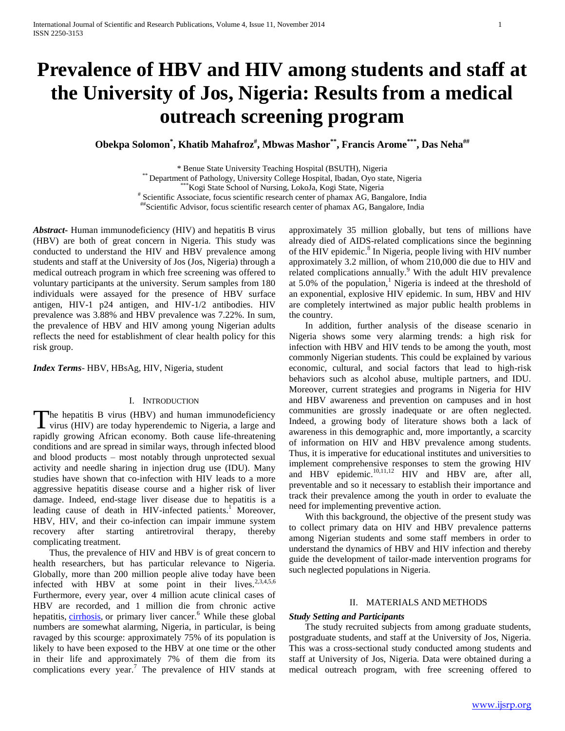# Prevalence of HBV and HIV among students and staff at the University of Jos, Nigeria: Results from a medical outreach screening program

**Obekpa Solomon[*], Khatib Mahafroz[#], Mbwas Mashor[**], Francis Arome[***], Das Neha[##]**

[*] Benue State University Teaching Hospital (BSUTH), Nigeria
[**] Department of Pathology, University College Hospital, Ibadan, Oyo state, Nigeria
[***] Kogi State School of Nursing, LokoJa, Kogi State, Nigeria
[#] Scientific Associate, focus scientific research center of phamax AG, Bangalore, India
[##] Scientific Advisor, focus scientific research center of phamax AG, Bangalore, India

***Abstract*-** Human immunodeficiency (HIV) and hepatitis B virus (HBV) are both of great concern in Nigeria. This study was conducted to understand the HIV and HBV prevalence among students and staff at the University of Jos (Jos, Nigeria) through a medical outreach program in which free screening was offered to voluntary participants at the university. Serum samples from 180 individuals were assayed for the presence of HBV surface antigen, HIV-1 p24 antigen, and HIV-1/2 antibodies. HIV prevalence was 3.88% and HBV prevalence was 7.22%. In sum, the prevalence of HBV and HIV among young Nigerian adults reflects the need for establishment of clear health policy for this risk group.

***Index Terms*-** HBV, HBsAg, HIV, Nigeria, student

## I. Introduction

The hepatitis B virus (HBV) and human immunodeficiency virus (HIV) are today hyperendemic to Nigeria, a large and rapidly growing African economy. Both cause life-threatening conditions and are spread in similar ways, through infected blood and blood products – most notably through unprotected sexual activity and needle sharing in injection drug use (IDU). Many studies have shown that co-infection with HIV leads to a more aggressive hepatitis disease course and a higher risk of liver damage. Indeed, end-stage liver disease due to hepatitis is a leading cause of death in HIV-infected patients.[1] Moreover, HBV, HIV, and their co-infection can impair immune system recovery after starting antiretroviral therapy, thereby complicating treatment.

Thus, the prevalence of HIV and HBV is of great concern to health researchers, but has particular relevance to Nigeria. Globally, more than 200 million people alive today have been infected with HBV at some point in their lives.[2,3,4,5,6] Furthermore, every year, over 4 million acute clinical cases of HBV are recorded, and 1 million die from chronic active hepatitis, cirrhosis, or primary liver cancer.[6] While these global numbers are somewhat alarming, Nigeria, in particular, is being ravaged by this scourge: approximately 75% of its population is likely to have been exposed to the HBV at one time or the other in their life and approximately 7% of them die from its complications every year.[7] The prevalence of HIV stands at approximately 35 million globally, but tens of millions have already died of AIDS-related complications since the beginning of the HIV epidemic.[8] In Nigeria, people living with HIV number approximately 3.2 million, of whom 210,000 die due to HIV and related complications annually.[9] With the adult HIV prevalence at 5.0% of the population,[1] Nigeria is indeed at the threshold of an exponential, explosive HIV epidemic. In sum, HBV and HIV are completely intertwined as major public health problems in the country.

In addition, further analysis of the disease scenario in Nigeria shows some very alarming trends: a high risk for infection with HBV and HIV tends to be among the youth, most commonly Nigerian students. This could be explained by various economic, cultural, and social factors that lead to high-risk behaviors such as alcohol abuse, multiple partners, and IDU. Moreover, current strategies and programs in Nigeria for HIV and HBV awareness and prevention on campuses and in host communities are grossly inadequate or are often neglected. Indeed, a growing body of literature shows both a lack of awareness in this demographic and, more importantly, a scarcity of information on HIV and HBV prevalence among students. Thus, it is imperative for educational institutes and universities to implement comprehensive responses to stem the growing HIV and HBV epidemic.[10,11,12] HIV and HBV are, after all, preventable and so it necessary to establish their importance and track their prevalence among the youth in order to evaluate the need for implementing preventive action.

With this background, the objective of the present study was to collect primary data on HIV and HBV prevalence patterns among Nigerian students and some staff members in order to understand the dynamics of HBV and HIV infection and thereby guide the development of tailor-made intervention programs for such neglected populations in Nigeria.

## II. Materials and Methods

### *Study Setting and Participants*

The study recruited subjects from among graduate students, postgraduate students, and staff at the University of Jos, Nigeria. This was a cross-sectional study conducted among students and staff at University of Jos, Nigeria. Data were obtained during a medical outreach program, with free screening offered to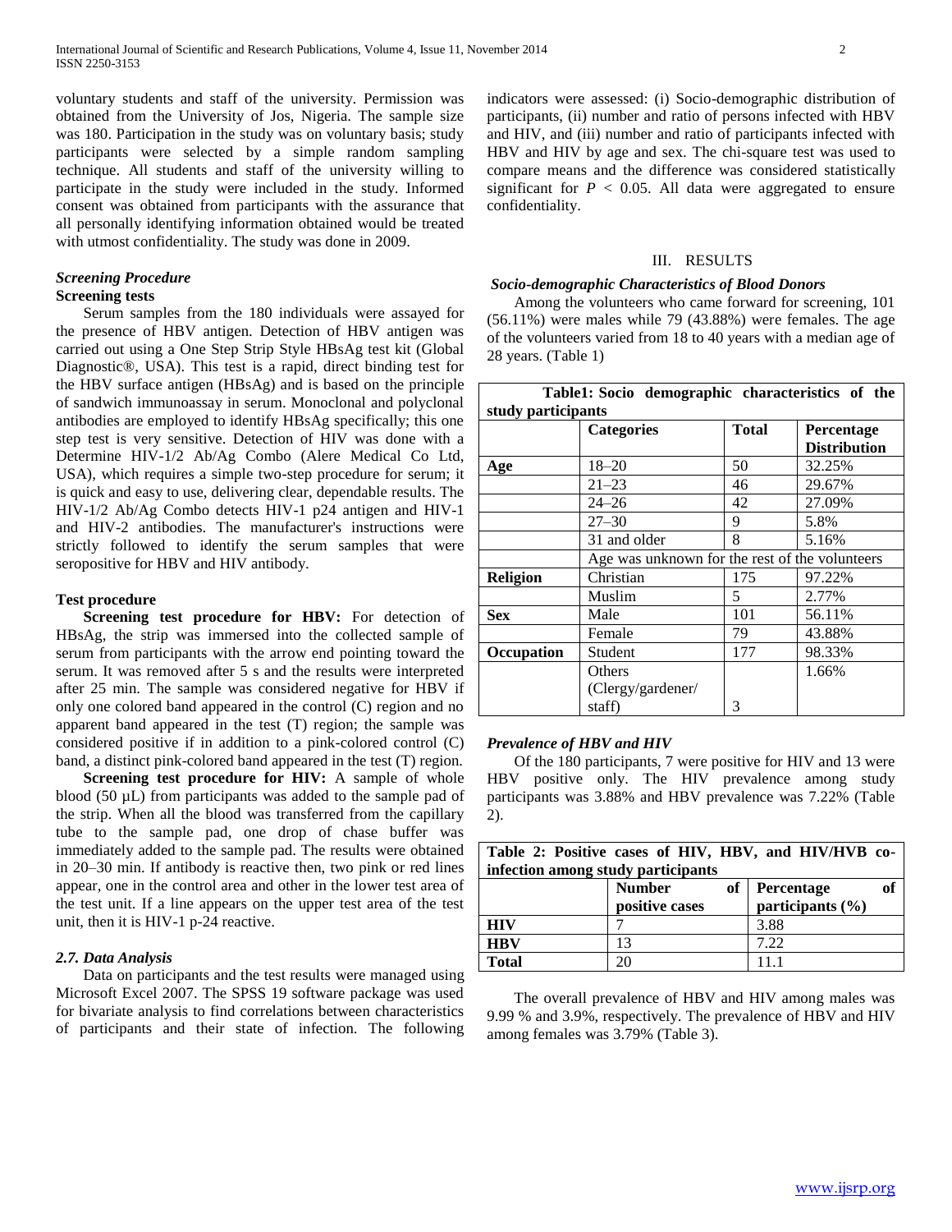voluntary students and staff of the university. Permission was obtained from the University of Jos, Nigeria. The sample size was 180. Participation in the study was on voluntary basis; study participants were selected by a simple random sampling technique. All students and staff of the university willing to participate in the study were included in the study. Informed consent was obtained from participants with the assurance that all personally identifying information obtained would be treated with utmost confidentiality. The study was done in 2009.

### *Screening Procedure*

**Screening tests**

Serum samples from the 180 individuals were assayed for the presence of HBV antigen. Detection of HBV antigen was carried out using a One Step Strip Style HBsAg test kit (Global Diagnostic®, USA). This test is a rapid, direct binding test for the HBV surface antigen (HBsAg) and is based on the principle of sandwich immunoassay in serum. Monoclonal and polyclonal antibodies are employed to identify HBsAg specifically; this one step test is very sensitive. Detection of HIV was done with a Determine HIV-1/2 Ab/Ag Combo (Alere Medical Co Ltd, USA), which requires a simple two-step procedure for serum; it is quick and easy to use, delivering clear, dependable results. The HIV-1/2 Ab/Ag Combo detects HIV-1 p24 antigen and HIV-1 and HIV-2 antibodies. The manufacturer's instructions were strictly followed to identify the serum samples that were seropositive for HBV and HIV antibody.

**Test procedure**

**Screening test procedure for HBV:** For detection of HBsAg, the strip was immersed into the collected sample of serum from participants with the arrow end pointing toward the serum. It was removed after 5 s and the results were interpreted after 25 min. The sample was considered negative for HBV if only one colored band appeared in the control (C) region and no apparent band appeared in the test (T) region; the sample was considered positive if in addition to a pink-colored control (C) band, a distinct pink-colored band appeared in the test (T) region.

**Screening test procedure for HIV:** A sample of whole blood (50 µL) from participants was added to the sample pad of the strip. When all the blood was transferred from the capillary tube to the sample pad, one drop of chase buffer was immediately added to the sample pad. The results were obtained in 20–30 min. If antibody is reactive then, two pink or red lines appear, one in the control area and other in the lower test area of the test unit. If a line appears on the upper test area of the test unit, then it is HIV-1 p-24 reactive.

### *2.7. Data Analysis*

Data on participants and the test results were managed using Microsoft Excel 2007. The SPSS 19 software package was used for bivariate analysis to find correlations between characteristics of participants and their state of infection. The following indicators were assessed: (i) Socio-demographic distribution of participants, (ii) number and ratio of persons infected with HBV and HIV, and (iii) number and ratio of participants infected with HBV and HIV by age and sex. The chi-square test was used to compare means and the difference was considered statistically significant for $P < 0.05$. All data were aggregated to ensure confidentiality.

## III. RESULTS

### *Socio-demographic Characteristics of Blood Donors*

Among the volunteers who came forward for screening, 101 (56.11%) were males while 79 (43.88%) were females. The age of the volunteers varied from 18 to 40 years with a median age of 28 years. (Table 1)

**Table1: Socio demographic characteristics of the study participants**

| | Categories | Total | Percentage Distribution |
|---|---|---|---|
| **Age** | 18–20 | 50 | 32.25% |
| | 21–23 | 46 | 29.67% |
| | 24–26 | 42 | 27.09% |
| | 27–30 | 9 | 5.8% |
| | 31 and older | 8 | 5.16% |
| | Age was unknown for the rest of the volunteers | | |
| **Religion** | Christian | 175 | 97.22% |
| | Muslim | 5 | 2.77% |
| **Sex** | Male | 101 | 56.11% |
| | Female | 79 | 43.88% |
| **Occupation** | Student | 177 | 98.33% |
| | Others (Clergy/gardener/ staff) | 3 | 1.66% |

### *Prevalence of HBV and HIV*

Of the 180 participants, 7 were positive for HIV and 13 were HBV positive only. The HIV prevalence among study participants was 3.88% and HBV prevalence was 7.22% (Table 2).

**Table 2: Positive cases of HIV, HBV, and HIV/HVB co-infection among study participants**

| | Number of positive cases | Percentage of participants (%) |
|---|---|---|
| **HIV** | 7 | 3.88 |
| **HBV** | 13 | 7.22 |
| **Total** | 20 | 11.1 |

The overall prevalence of HBV and HIV among males was 9.99 % and 3.9%, respectively. The prevalence of HBV and HIV among females was 3.79% (Table 3).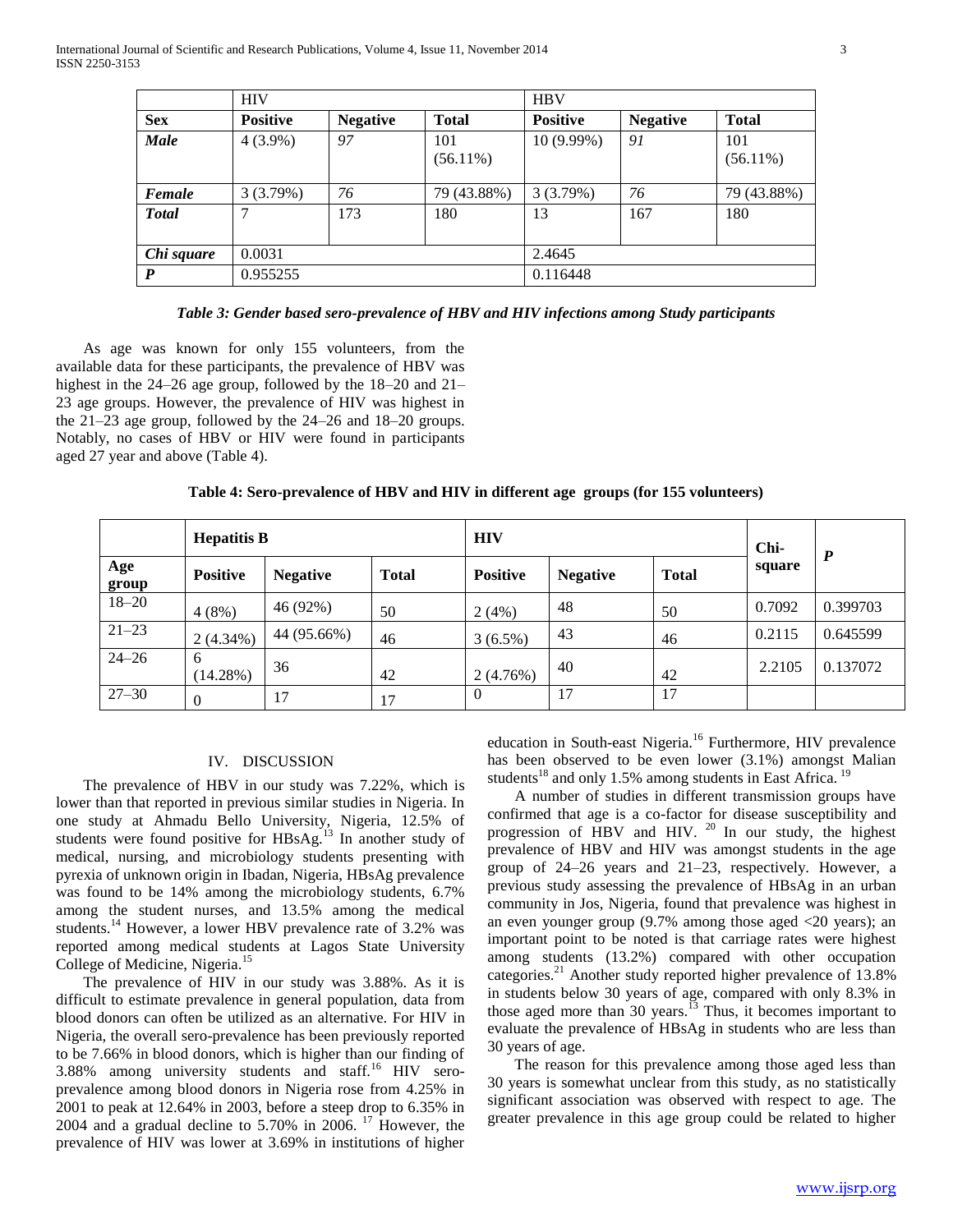| | HIV | | | HBV | | |
|---|---|---|---|---|---|---|
| **Sex** | **Positive** | **Negative** | **Total** | **Positive** | **Negative** | **Total** |
| ***Male*** | 4 (3.9%) | *97* | 101 (56.11%) | 10 (9.99%) | *91* | 101 (56.11%) |
| ***Female*** | 3 (3.79%) | *76* | 79 (43.88%) | 3 (3.79%) | *76* | 79 (43.88%) |
| ***Total*** | 7 | 173 | 180 | 13 | 167 | 180 |
| ***Chi square*** | 0.0031 | | | 2.4645 | | |
| ***P*** | 0.955255 | | | 0.116448 | | |

***Table 3: Gender based sero-prevalence of HBV and HIV infections among Study participants***

As age was known for only 155 volunteers, from the available data for these participants, the prevalence of HBV was highest in the 24–26 age group, followed by the 18–20 and 21–23 age groups. However, the prevalence of HIV was highest in the 21–23 age group, followed by the 24–26 and 18–20 groups. Notably, no cases of HBV or HIV were found in participants aged 27 year and above (Table 4).

**Table 4: Sero-prevalence of HBV and HIV in different age groups (for 155 volunteers)**

| | **Hepatitis B** | | | **HIV** | | | **Chi-square** | ***P*** |
|---|---|---|---|---|---|---|---|---|
| **Age group** | **Positive** | **Negative** | **Total** | **Positive** | **Negative** | **Total** | | |
| 18–20 | 4 (8%) | 46 (92%) | 50 | 2 (4%) | 48 | 50 | 0.7092 | 0.399703 |
| 21–23 | 2 (4.34%) | 44 (95.66%) | 46 | 3 (6.5%) | 43 | 46 | 0.2115 | 0.645599 |
| 24–26 | 6 (14.28%) | 36 | 42 | 2 (4.76%) | 40 | 42 | 2.2105 | 0.137072 |
| 27–30 | 0 | 17 | 17 | 0 | 17 | 17 | | |

## IV. DISCUSSION

The prevalence of HBV in our study was 7.22%, which is lower than that reported in previous similar studies in Nigeria. In one study at Ahmadu Bello University, Nigeria, 12.5% of students were found positive for HBsAg.[13] In another study of medical, nursing, and microbiology students presenting with pyrexia of unknown origin in Ibadan, Nigeria, HBsAg prevalence was found to be 14% among the microbiology students, 6.7% among the student nurses, and 13.5% among the medical students.[14] However, a lower HBV prevalence rate of 3.2% was reported among medical students at Lagos State University College of Medicine, Nigeria.[15]

The prevalence of HIV in our study was 3.88%. As it is difficult to estimate prevalence in general population, data from blood donors can often be utilized as an alternative. For HIV in Nigeria, the overall sero-prevalence has been previously reported to be 7.66% in blood donors, which is higher than our finding of 3.88% among university students and staff.[16] HIV sero-prevalence among blood donors in Nigeria rose from 4.25% in 2001 to peak at 12.64% in 2003, before a steep drop to 6.35% in 2004 and a gradual decline to 5.70% in 2006. [17] However, the prevalence of HIV was lower at 3.69% in institutions of higher education in South-east Nigeria.[16] Furthermore, HIV prevalence has been observed to be even lower (3.1%) amongst Malian students[18] and only 1.5% among students in East Africa. [19]

A number of studies in different transmission groups have confirmed that age is a co-factor for disease susceptibility and progression of HBV and HIV. [20] In our study, the highest prevalence of HBV and HIV was amongst students in the age group of 24–26 years and 21–23, respectively. However, a previous study assessing the prevalence of HBsAg in an urban community in Jos, Nigeria, found that prevalence was highest in an even younger group (9.7% among those aged <20 years); an important point to be noted is that carriage rates were highest among students (13.2%) compared with other occupation categories.[21] Another study reported higher prevalence of 13.8% in students below 30 years of age, compared with only 8.3% in those aged more than 30 years.[13] Thus, it becomes important to evaluate the prevalence of HBsAg in students who are less than 30 years of age.

The reason for this prevalence among those aged less than 30 years is somewhat unclear from this study, as no statistically significant association was observed with respect to age. The greater prevalence in this age group could be related to higher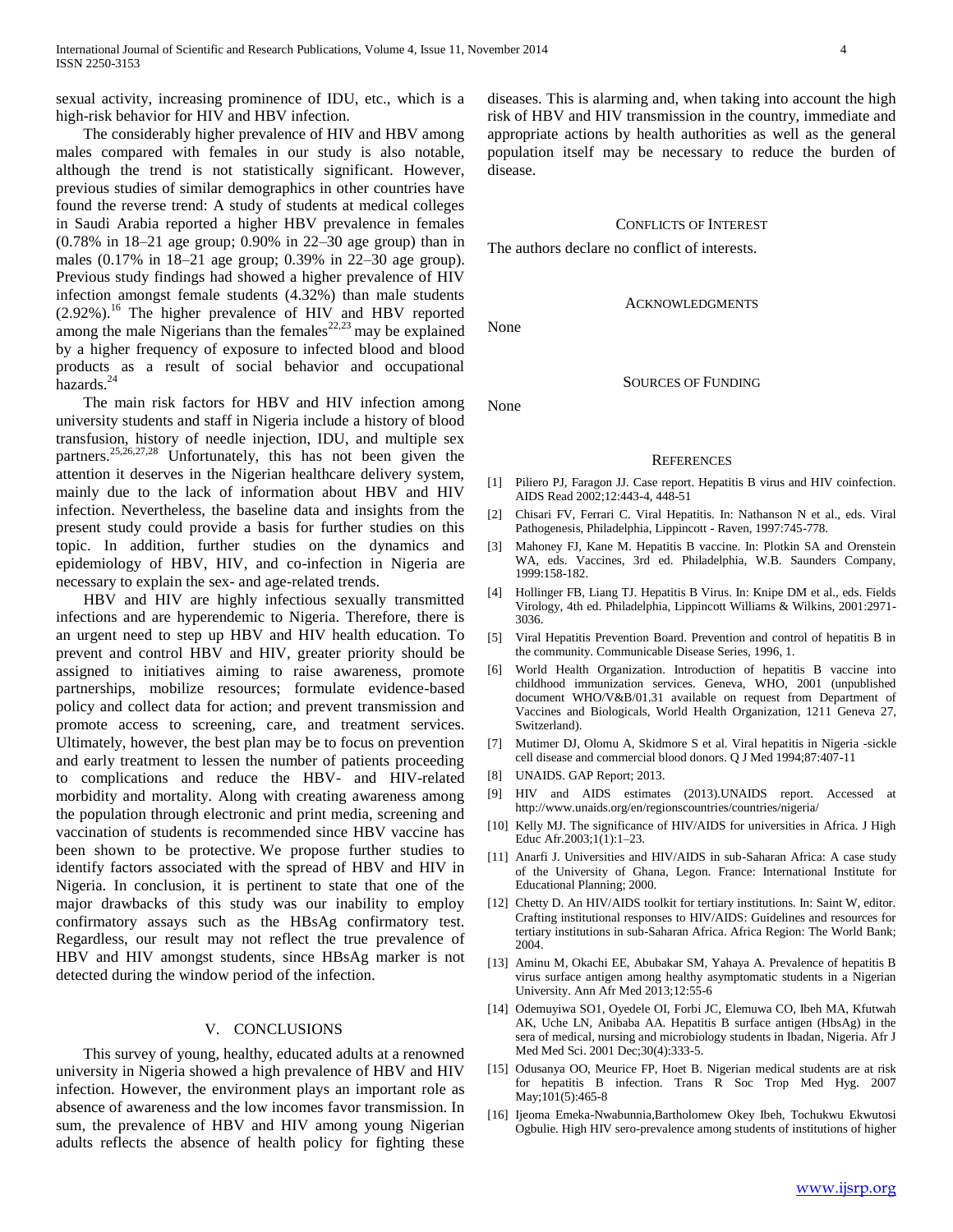sexual activity, increasing prominence of IDU, etc., which is a high-risk behavior for HIV and HBV infection.

The considerably higher prevalence of HIV and HBV among males compared with females in our study is also notable, although the trend is not statistically significant. However, previous studies of similar demographics in other countries have found the reverse trend: A study of students at medical colleges in Saudi Arabia reported a higher HBV prevalence in females (0.78% in 18–21 age group; 0.90% in 22–30 age group) than in males (0.17% in 18–21 age group; 0.39% in 22–30 age group). Previous study findings had showed a higher prevalence of HIV infection amongst female students (4.32%) than male students (2.92%).[16] The higher prevalence of HIV and HBV reported among the male Nigerians than the females[22,23] may be explained by a higher frequency of exposure to infected blood and blood products as a result of social behavior and occupational hazards.[24]

The main risk factors for HBV and HIV infection among university students and staff in Nigeria include a history of blood transfusion, history of needle injection, IDU, and multiple sex partners.[25,26,27,28] Unfortunately, this has not been given the attention it deserves in the Nigerian healthcare delivery system, mainly due to the lack of information about HBV and HIV infection. Nevertheless, the baseline data and insights from the present study could provide a basis for further studies on this topic. In addition, further studies on the dynamics and epidemiology of HBV, HIV, and co-infection in Nigeria are necessary to explain the sex- and age-related trends.

HBV and HIV are highly infectious sexually transmitted infections and are hyperendemic to Nigeria. Therefore, there is an urgent need to step up HBV and HIV health education. To prevent and control HBV and HIV, greater priority should be assigned to initiatives aiming to raise awareness, promote partnerships, mobilize resources; formulate evidence-based policy and collect data for action; and prevent transmission and promote access to screening, care, and treatment services. Ultimately, however, the best plan may be to focus on prevention and early treatment to lessen the number of patients proceeding to complications and reduce the HBV- and HIV-related morbidity and mortality. Along with creating awareness among the population through electronic and print media, screening and vaccination of students is recommended since HBV vaccine has been shown to be protective. We propose further studies to identify factors associated with the spread of HBV and HIV in Nigeria. In conclusion, it is pertinent to state that one of the major drawbacks of this study was our inability to employ confirmatory assays such as the HBsAg confirmatory test. Regardless, our result may not reflect the true prevalence of HBV and HIV amongst students, since HBsAg marker is not detected during the window period of the infection.

## V. CONCLUSIONS

This survey of young, healthy, educated adults at a renowned university in Nigeria showed a high prevalence of HBV and HIV infection. However, the environment plays an important role as absence of awareness and the low incomes favor transmission. In sum, the prevalence of HBV and HIV among young Nigerian adults reflects the absence of health policy for fighting these diseases. This is alarming and, when taking into account the high risk of HBV and HIV transmission in the country, immediate and appropriate actions by health authorities as well as the general population itself may be necessary to reduce the burden of disease.

## CONFLICTS OF INTEREST

The authors declare no conflict of interests.

## ACKNOWLEDGMENTS

None

## SOURCES OF FUNDING

None

## REFERENCES

[1] Piliero PJ, Faragon JJ. Case report. Hepatitis B virus and HIV coinfection. AIDS Read 2002;12:443-4, 448-51

[2] Chisari FV, Ferrari C. Viral Hepatitis. In: Nathanson N et al., eds. Viral Pathogenesis, Philadelphia, Lippincott - Raven, 1997:745-778.

[3] Mahoney FJ, Kane M. Hepatitis B vaccine. In: Plotkin SA and Orenstein WA, eds. Vaccines, 3rd ed. Philadelphia, W.B. Saunders Company, 1999:158-182.

[4] Hollinger FB, Liang TJ. Hepatitis B Virus. In: Knipe DM et al., eds. Fields Virology, 4th ed. Philadelphia, Lippincott Williams & Wilkins, 2001:2971-3036.

[5] Viral Hepatitis Prevention Board. Prevention and control of hepatitis B in the community. Communicable Disease Series, 1996, 1.

[6] World Health Organization. Introduction of hepatitis B vaccine into childhood immunization services. Geneva, WHO, 2001 (unpublished document WHO/V&B/01.31 available on request from Department of Vaccines and Biologicals, World Health Organization, 1211 Geneva 27, Switzerland).

[7] Mutimer DJ, Olomu A, Skidmore S et al. Viral hepatitis in Nigeria -sickle cell disease and commercial blood donors. Q J Med 1994;87:407-11

[8] UNAIDS. GAP Report; 2013.

[9] HIV and AIDS estimates (2013).UNAIDS report. Accessed at http://www.unaids.org/en/regionscountries/countries/nigeria/

[10] Kelly MJ. The significance of HIV/AIDS for universities in Africa. J High Educ Afr.2003;1(1):1–23.

[11] Anarfi J. Universities and HIV/AIDS in sub-Saharan Africa: A case study of the University of Ghana, Legon. France: International Institute for Educational Planning; 2000.

[12] Chetty D. An HIV/AIDS toolkit for tertiary institutions. In: Saint W, editor. Crafting institutional responses to HIV/AIDS: Guidelines and resources for tertiary institutions in sub-Saharan Africa. Africa Region: The World Bank; 2004.

[13] Aminu M, Okachi EE, Abubakar SM, Yahaya A. Prevalence of hepatitis B virus surface antigen among healthy asymptomatic students in a Nigerian University. Ann Afr Med 2013;12:55-6

[14] Odemuyiwa SO1, Oyedele OI, Forbi JC, Elemuwa CO, Ibeh MA, Kfutwah AK, Uche LN, Anibaba AA. Hepatitis B surface antigen (HbsAg) in the sera of medical, nursing and microbiology students in Ibadan, Nigeria. Afr J Med Med Sci. 2001 Dec;30(4):333-5.

[15] Odusanya OO, Meurice FP, Hoet B. Nigerian medical students are at risk for hepatitis B infection. Trans R Soc Trop Med Hyg. 2007 May;101(5):465-8

[16] Ijeoma Emeka-Nwabunnia,Bartholomew Okey Ibeh, Tochukwu Ekwutosi Ogbulie. High HIV sero-prevalence among students of institutions of higher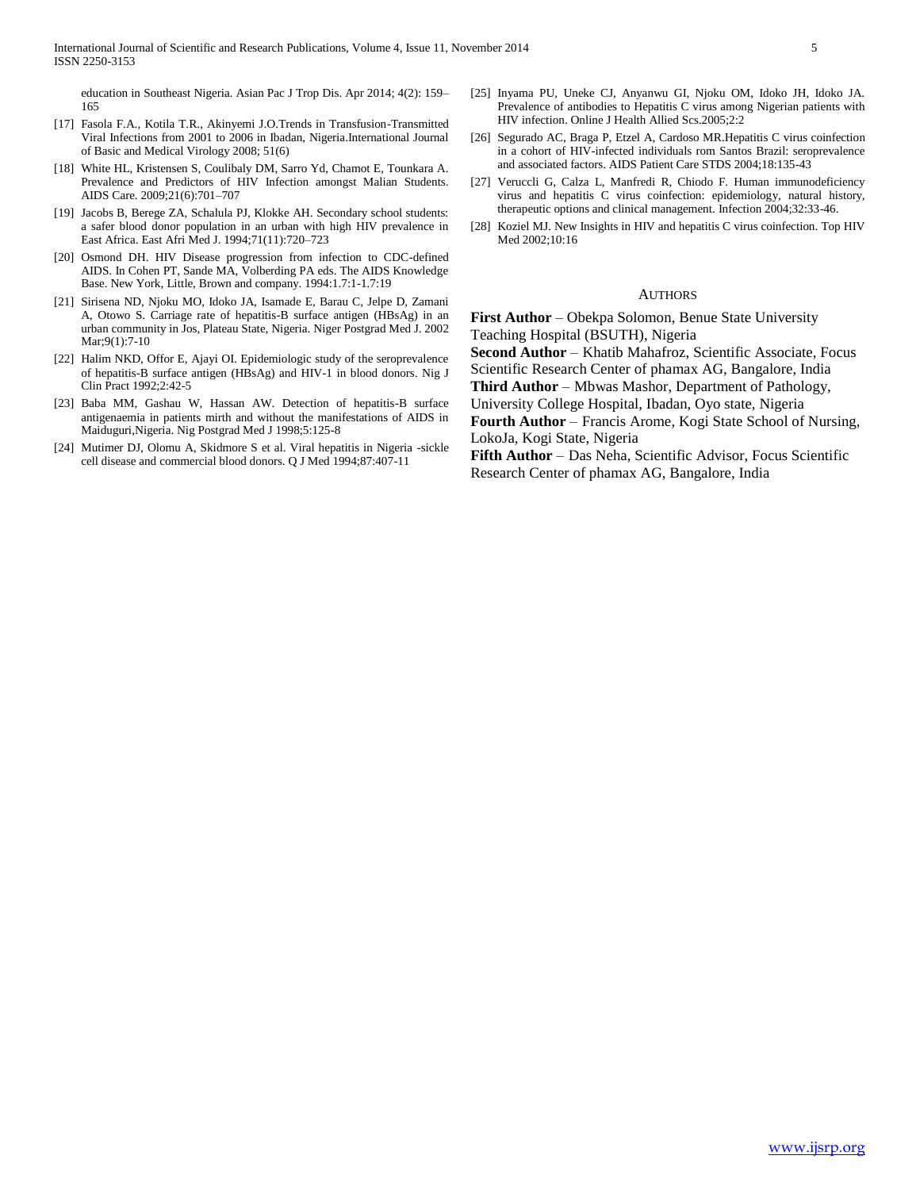education in Southeast Nigeria. Asian Pac J Trop Dis. Apr 2014; 4(2): 159–165

[17] Fasola F.A., Kotila T.R., Akinyemi J.O.Trends in Transfusion-Transmitted Viral Infections from 2001 to 2006 in Ibadan, Nigeria.International Journal of Basic and Medical Virology 2008; 51(6)

[18] White HL, Kristensen S, Coulibaly DM, Sarro Yd, Chamot E, Tounkara A. Prevalence and Predictors of HIV Infection amongst Malian Students. AIDS Care. 2009;21(6):701–707

[19] Jacobs B, Berege ZA, Schalula PJ, Klokke AH. Secondary school students: a safer blood donor population in an urban with high HIV prevalence in East Africa. East Afri Med J. 1994;71(11):720–723

[20] Osmond DH. HIV Disease progression from infection to CDC-defined AIDS. In Cohen PT, Sande MA, Volberding PA eds. The AIDS Knowledge Base. New York, Little, Brown and company. 1994:1.7:1-1.7:19

[21] Sirisena ND, Njoku MO, Idoko JA, Isamade E, Barau C, Jelpe D, Zamani A, Otowo S. Carriage rate of hepatitis-B surface antigen (HBsAg) in an urban community in Jos, Plateau State, Nigeria. Niger Postgrad Med J. 2002 Mar;9(1):7-10

[22] Halim NKD, Offor E, Ajayi OI. Epidemiologic study of the seroprevalence of hepatitis-B surface antigen (HBsAg) and HIV-1 in blood donors. Nig J Clin Pract 1992;2:42-5

[23] Baba MM, Gashau W, Hassan AW. Detection of hepatitis-B surface antigenaemia in patients mirth and without the manifestations of AIDS in Maiduguri,Nigeria. Nig Postgrad Med J 1998;5:125-8

[24] Mutimer DJ, Olomu A, Skidmore S et al. Viral hepatitis in Nigeria -sickle cell disease and commercial blood donors. Q J Med 1994;87:407-11

[25] Inyama PU, Uneke CJ, Anyanwu GI, Njoku OM, Idoko JH, Idoko JA. Prevalence of antibodies to Hepatitis C virus among Nigerian patients with HIV infection. Online J Health Allied Scs.2005;2:2

[26] Segurado AC, Braga P, Etzel A, Cardoso MR.Hepatitis C virus coinfection in a cohort of HIV-infected individuals rom Santos Brazil: seroprevalence and associated factors. AIDS Patient Care STDS 2004;18:135-43

[27] Veruccli G, Calza L, Manfredi R, Chiodo F. Human immunodeficiency virus and hepatitis C virus coinfection: epidemiology, natural history, therapeutic options and clinical management. Infection 2004;32:33-46.

[28] Koziel MJ. New Insights in HIV and hepatitis C virus coinfection. Top HIV Med 2002;10:16

## AUTHORS

**First Author** – Obekpa Solomon, Benue State University Teaching Hospital (BSUTH), Nigeria

**Second Author** – Khatib Mahafroz, Scientific Associate, Focus Scientific Research Center of phamax AG, Bangalore, India

**Third Author** – Mbwas Mashor, Department of Pathology, University College Hospital, Ibadan, Oyo state, Nigeria

**Fourth Author** – Francis Arome, Kogi State School of Nursing, LokoJa, Kogi State, Nigeria

**Fifth Author** – Das Neha, Scientific Advisor, Focus Scientific Research Center of phamax AG, Bangalore, India